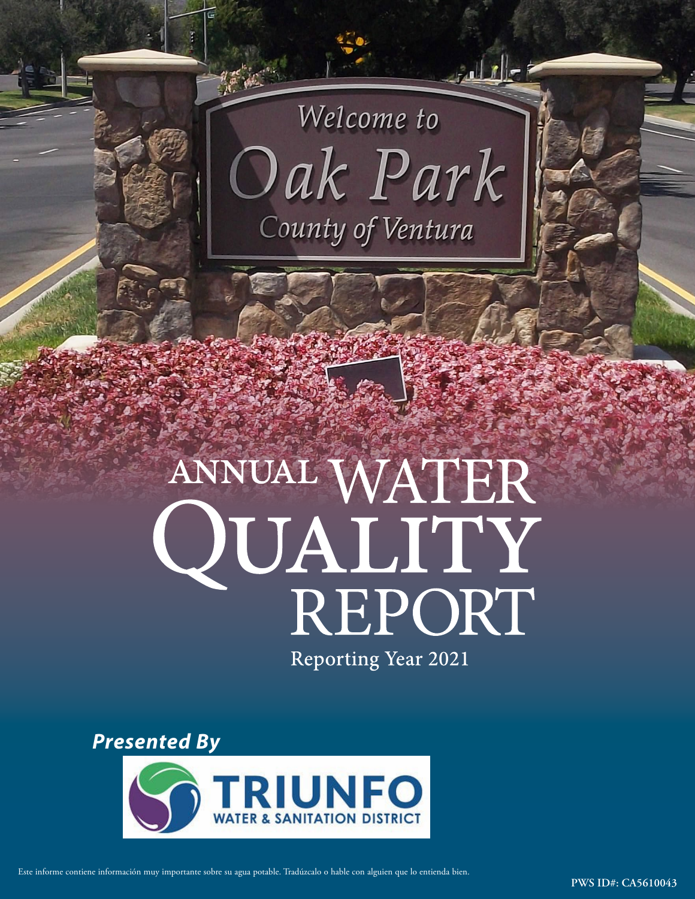# ANNUAL WATER QUALITY REPORT

Reporting Year 2021

***Presented By***

**TRIUNFO WATER & SANITATION DISTRICT**

Este informe contiene información muy importante sobre su agua potable. Tradúzcalo o hable con alguien que lo entienda bien.

**PWS ID#: CA5610043**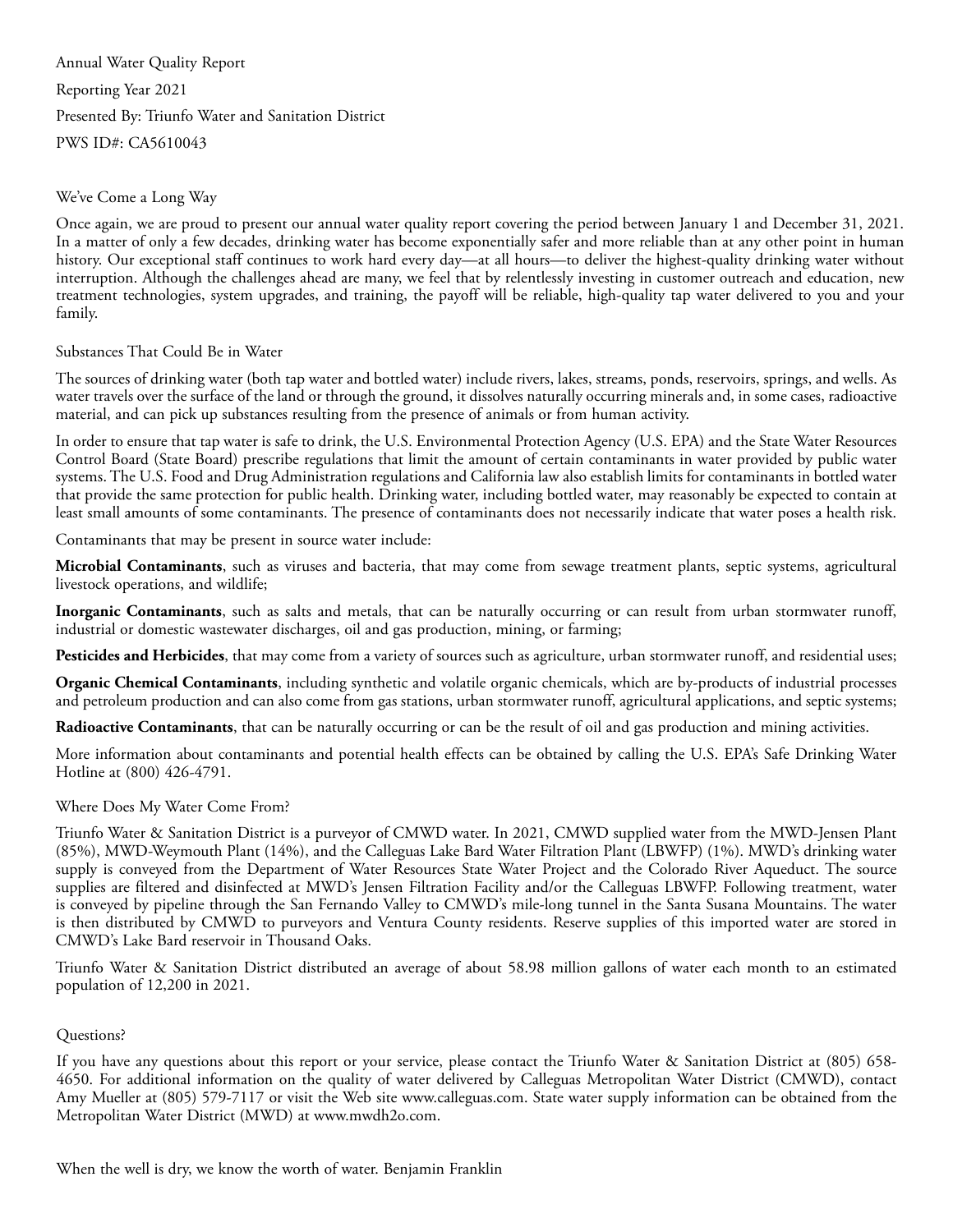Annual Water Quality Report

Reporting Year 2021

Presented By: Triunfo Water and Sanitation District

PWS ID#: CA5610043

## We've Come a Long Way

Once again, we are proud to present our annual water quality report covering the period between January 1 and December 31, 2021. In a matter of only a few decades, drinking water has become exponentially safer and more reliable than at any other point in human history. Our exceptional staff continues to work hard every day—at all hours—to deliver the highest-quality drinking water without interruption. Although the challenges ahead are many, we feel that by relentlessly investing in customer outreach and education, new treatment technologies, system upgrades, and training, the payoff will be reliable, high-quality tap water delivered to you and your family.

## Substances That Could Be in Water

The sources of drinking water (both tap water and bottled water) include rivers, lakes, streams, ponds, reservoirs, springs, and wells. As water travels over the surface of the land or through the ground, it dissolves naturally occurring minerals and, in some cases, radioactive material, and can pick up substances resulting from the presence of animals or from human activity.

In order to ensure that tap water is safe to drink, the U.S. Environmental Protection Agency (U.S. EPA) and the State Water Resources Control Board (State Board) prescribe regulations that limit the amount of certain contaminants in water provided by public water systems. The U.S. Food and Drug Administration regulations and California law also establish limits for contaminants in bottled water that provide the same protection for public health. Drinking water, including bottled water, may reasonably be expected to contain at least small amounts of some contaminants. The presence of contaminants does not necessarily indicate that water poses a health risk.

Contaminants that may be present in source water include:

**Microbial Contaminants**, such as viruses and bacteria, that may come from sewage treatment plants, septic systems, agricultural livestock operations, and wildlife;

**Inorganic Contaminants**, such as salts and metals, that can be naturally occurring or can result from urban stormwater runoff, industrial or domestic wastewater discharges, oil and gas production, mining, or farming;

**Pesticides and Herbicides**, that may come from a variety of sources such as agriculture, urban stormwater runoff, and residential uses;

**Organic Chemical Contaminants**, including synthetic and volatile organic chemicals, which are by-products of industrial processes and petroleum production and can also come from gas stations, urban stormwater runoff, agricultural applications, and septic systems;

**Radioactive Contaminants**, that can be naturally occurring or can be the result of oil and gas production and mining activities.

More information about contaminants and potential health effects can be obtained by calling the U.S. EPA's Safe Drinking Water Hotline at (800) 426-4791.

## Where Does My Water Come From?

Triunfo Water & Sanitation District is a purveyor of CMWD water. In 2021, CMWD supplied water from the MWD-Jensen Plant (85%), MWD-Weymouth Plant (14%), and the Calleguas Lake Bard Water Filtration Plant (LBWFP) (1%). MWD's drinking water supply is conveyed from the Department of Water Resources State Water Project and the Colorado River Aqueduct. The source supplies are filtered and disinfected at MWD's Jensen Filtration Facility and/or the Calleguas LBWFP. Following treatment, water is conveyed by pipeline through the San Fernando Valley to CMWD's mile-long tunnel in the Santa Susana Mountains. The water is then distributed by CMWD to purveyors and Ventura County residents. Reserve supplies of this imported water are stored in CMWD's Lake Bard reservoir in Thousand Oaks.

Triunfo Water & Sanitation District distributed an average of about 58.98 million gallons of water each month to an estimated population of 12,200 in 2021.

## Questions?

If you have any questions about this report or your service, please contact the Triunfo Water & Sanitation District at (805) 658-4650. For additional information on the quality of water delivered by Calleguas Metropolitan Water District (CMWD), contact Amy Mueller at (805) 579-7117 or visit the Web site www.calleguas.com. State water supply information can be obtained from the Metropolitan Water District (MWD) at www.mwdh2o.com.

When the well is dry, we know the worth of water. Benjamin Franklin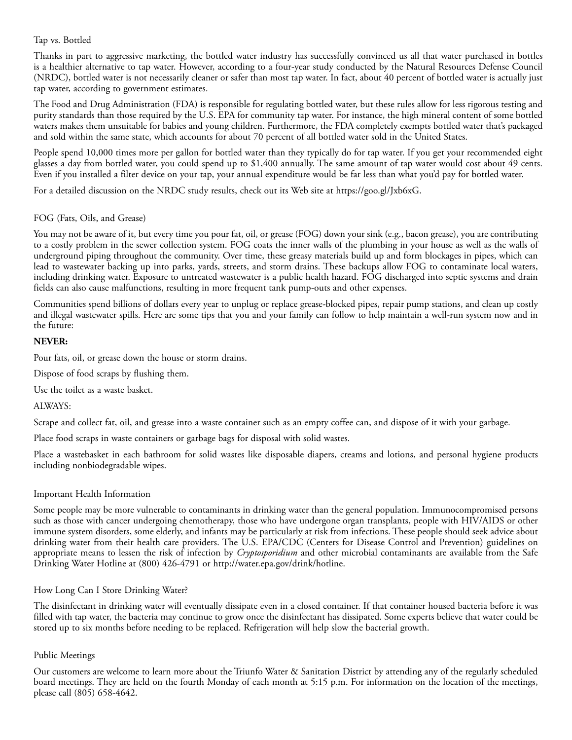## Tap vs. Bottled

Thanks in part to aggressive marketing, the bottled water industry has successfully convinced us all that water purchased in bottles is a healthier alternative to tap water. However, according to a four-year study conducted by the Natural Resources Defense Council (NRDC), bottled water is not necessarily cleaner or safer than most tap water. In fact, about 40 percent of bottled water is actually just tap water, according to government estimates.

The Food and Drug Administration (FDA) is responsible for regulating bottled water, but these rules allow for less rigorous testing and purity standards than those required by the U.S. EPA for community tap water. For instance, the high mineral content of some bottled waters makes them unsuitable for babies and young children. Furthermore, the FDA completely exempts bottled water that's packaged and sold within the same state, which accounts for about 70 percent of all bottled water sold in the United States.

People spend 10,000 times more per gallon for bottled water than they typically do for tap water. If you get your recommended eight glasses a day from bottled water, you could spend up to $1,400 annually. The same amount of tap water would cost about 49 cents. Even if you installed a filter device on your tap, your annual expenditure would be far less than what you'd pay for bottled water.

For a detailed discussion on the NRDC study results, check out its Web site at https://goo.gl/Jxb6xG.

## FOG (Fats, Oils, and Grease)

You may not be aware of it, but every time you pour fat, oil, or grease (FOG) down your sink (e.g., bacon grease), you are contributing to a costly problem in the sewer collection system. FOG coats the inner walls of the plumbing in your house as well as the walls of underground piping throughout the community. Over time, these greasy materials build up and form blockages in pipes, which can lead to wastewater backing up into parks, yards, streets, and storm drains. These backups allow FOG to contaminate local waters, including drinking water. Exposure to untreated wastewater is a public health hazard. FOG discharged into septic systems and drain fields can also cause malfunctions, resulting in more frequent tank pump-outs and other expenses.

Communities spend billions of dollars every year to unplug or replace grease-blocked pipes, repair pump stations, and clean up costly and illegal wastewater spills. Here are some tips that you and your family can follow to help maintain a well-run system now and in the future:

**NEVER:**

Pour fats, oil, or grease down the house or storm drains.

Dispose of food scraps by flushing them.

Use the toilet as a waste basket.

ALWAYS:

Scrape and collect fat, oil, and grease into a waste container such as an empty coffee can, and dispose of it with your garbage.

Place food scraps in waste containers or garbage bags for disposal with solid wastes.

Place a wastebasket in each bathroom for solid wastes like disposable diapers, creams and lotions, and personal hygiene products including nonbiodegradable wipes.

## Important Health Information

Some people may be more vulnerable to contaminants in drinking water than the general population. Immunocompromised persons such as those with cancer undergoing chemotherapy, those who have undergone organ transplants, people with HIV/AIDS or other immune system disorders, some elderly, and infants may be particularly at risk from infections. These people should seek advice about drinking water from their health care providers. The U.S. EPA/CDC (Centers for Disease Control and Prevention) guidelines on appropriate means to lessen the risk of infection by *Cryptosporidium* and other microbial contaminants are available from the Safe Drinking Water Hotline at (800) 426-4791 or http://water.epa.gov/drink/hotline.

## How Long Can I Store Drinking Water?

The disinfectant in drinking water will eventually dissipate even in a closed container. If that container housed bacteria before it was filled with tap water, the bacteria may continue to grow once the disinfectant has dissipated. Some experts believe that water could be stored up to six months before needing to be replaced. Refrigeration will help slow the bacterial growth.

## Public Meetings

Our customers are welcome to learn more about the Triunfo Water & Sanitation District by attending any of the regularly scheduled board meetings. They are held on the fourth Monday of each month at 5:15 p.m. For information on the location of the meetings, please call (805) 658-4642.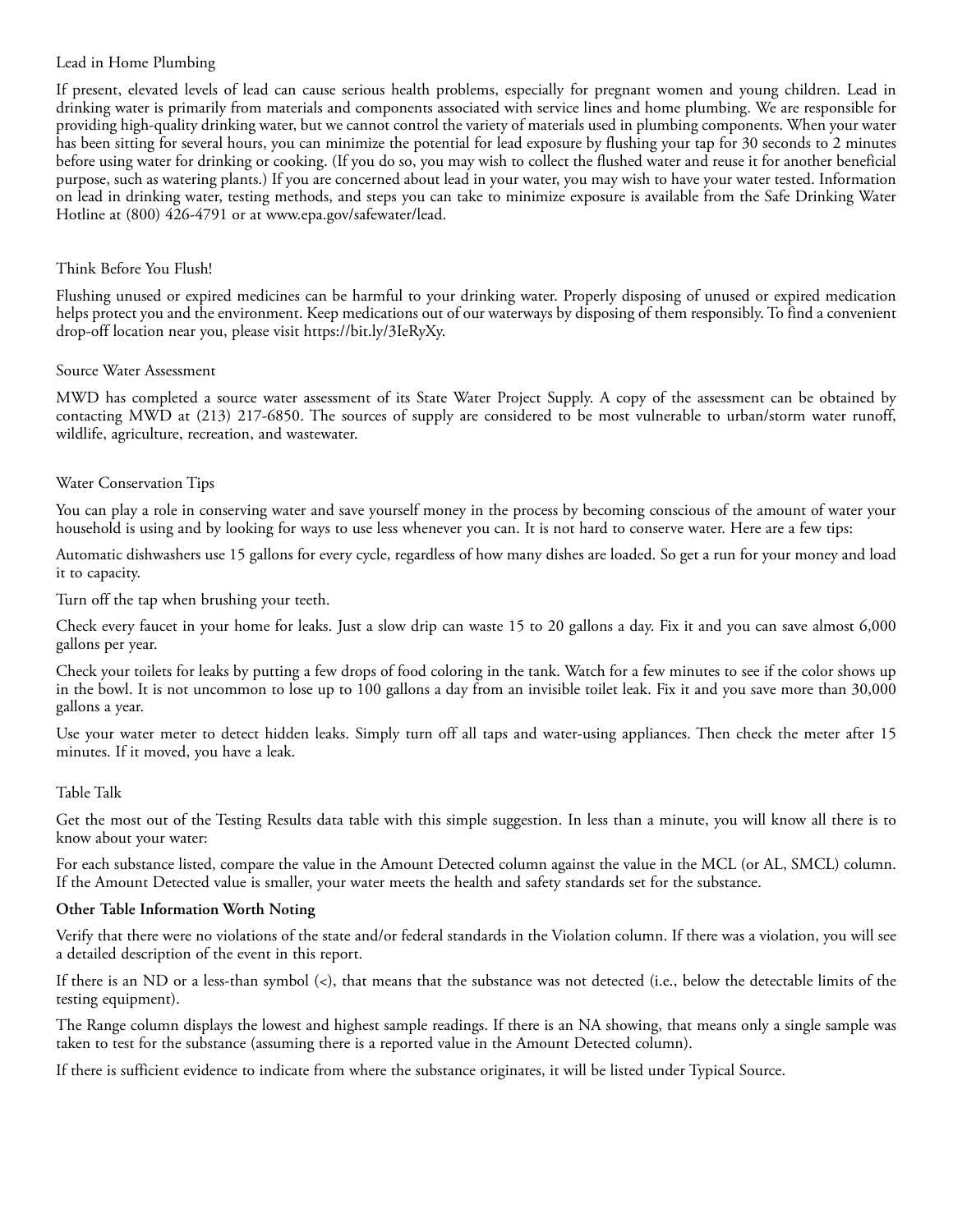## Lead in Home Plumbing

If present, elevated levels of lead can cause serious health problems, especially for pregnant women and young children. Lead in drinking water is primarily from materials and components associated with service lines and home plumbing. We are responsible for providing high-quality drinking water, but we cannot control the variety of materials used in plumbing components. When your water has been sitting for several hours, you can minimize the potential for lead exposure by flushing your tap for 30 seconds to 2 minutes before using water for drinking or cooking. (If you do so, you may wish to collect the flushed water and reuse it for another beneficial purpose, such as watering plants.) If you are concerned about lead in your water, you may wish to have your water tested. Information on lead in drinking water, testing methods, and steps you can take to minimize exposure is available from the Safe Drinking Water Hotline at (800) 426-4791 or at www.epa.gov/safewater/lead.

## Think Before You Flush!

Flushing unused or expired medicines can be harmful to your drinking water. Properly disposing of unused or expired medication helps protect you and the environment. Keep medications out of our waterways by disposing of them responsibly. To find a convenient drop-off location near you, please visit https://bit.ly/3IeRyXy.

## Source Water Assessment

MWD has completed a source water assessment of its State Water Project Supply. A copy of the assessment can be obtained by contacting MWD at (213) 217-6850. The sources of supply are considered to be most vulnerable to urban/storm water runoff, wildlife, agriculture, recreation, and wastewater.

## Water Conservation Tips

You can play a role in conserving water and save yourself money in the process by becoming conscious of the amount of water your household is using and by looking for ways to use less whenever you can. It is not hard to conserve water. Here are a few tips:

Automatic dishwashers use 15 gallons for every cycle, regardless of how many dishes are loaded. So get a run for your money and load it to capacity.

Turn off the tap when brushing your teeth.

Check every faucet in your home for leaks. Just a slow drip can waste 15 to 20 gallons a day. Fix it and you can save almost 6,000 gallons per year.

Check your toilets for leaks by putting a few drops of food coloring in the tank. Watch for a few minutes to see if the color shows up in the bowl. It is not uncommon to lose up to 100 gallons a day from an invisible toilet leak. Fix it and you save more than 30,000 gallons a year.

Use your water meter to detect hidden leaks. Simply turn off all taps and water-using appliances. Then check the meter after 15 minutes. If it moved, you have a leak.

## Table Talk

Get the most out of the Testing Results data table with this simple suggestion. In less than a minute, you will know all there is to know about your water:

For each substance listed, compare the value in the Amount Detected column against the value in the MCL (or AL, SMCL) column. If the Amount Detected value is smaller, your water meets the health and safety standards set for the substance.

**Other Table Information Worth Noting**

Verify that there were no violations of the state and/or federal standards in the Violation column. If there was a violation, you will see a detailed description of the event in this report.

If there is an ND or a less-than symbol (<), that means that the substance was not detected (i.e., below the detectable limits of the testing equipment).

The Range column displays the lowest and highest sample readings. If there is an NA showing, that means only a single sample was taken to test for the substance (assuming there is a reported value in the Amount Detected column).

If there is sufficient evidence to indicate from where the substance originates, it will be listed under Typical Source.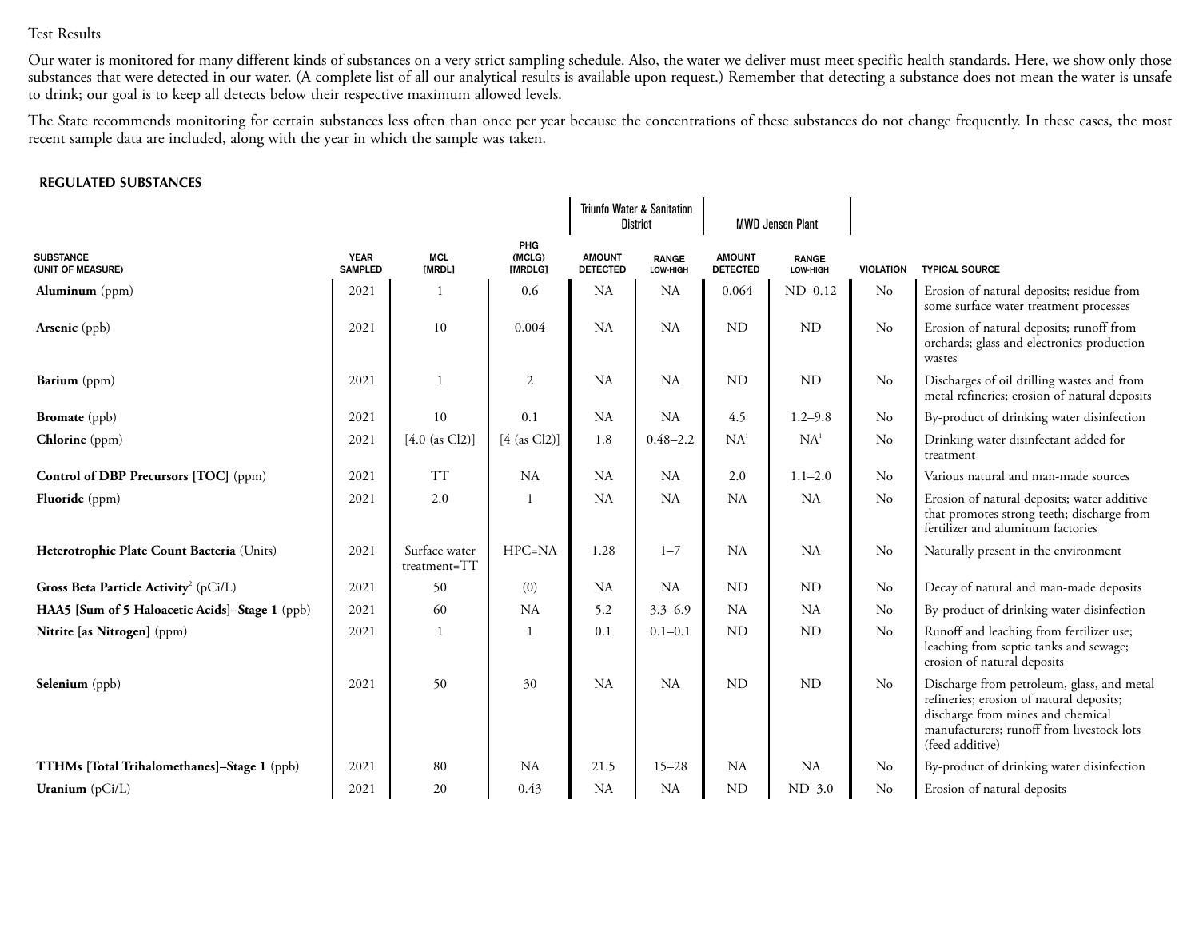Test Results

Our water is monitored for many different kinds of substances on a very strict sampling schedule. Also, the water we deliver must meet specific health standards. Here, we show only those substances that were detected in our water. (A complete list of all our analytical results is available upon request.) Remember that detecting a substance does not mean the water is unsafe to drink; our goal is to keep all detects below their respective maximum allowed levels.

The State recommends monitoring for certain substances less often than once per year because the concentrations of these substances do not change frequently. In these cases, the most recent sample data are included, along with the year in which the sample was taken.

### REGULATED SUBSTANCES

| | | | | Triunfo Water & Sanitation District | | MWD Jensen Plant | | | |
|---|---|---|---|---|---|---|---|---|---|
| SUBSTANCE (UNIT OF MEASURE) | YEAR SAMPLED | MCL [MRDL] | PHG (MCLG) [MRDLG] | AMOUNT DETECTED | RANGE LOW-HIGH | AMOUNT DETECTED | RANGE LOW-HIGH | VIOLATION | TYPICAL SOURCE |
| **Aluminum** (ppm) | 2021 | 1 | 0.6 | NA | NA | 0.064 | ND–0.12 | No | Erosion of natural deposits; residue from some surface water treatment processes |
| **Arsenic** (ppb) | 2021 | 10 | 0.004 | NA | NA | ND | ND | No | Erosion of natural deposits; runoff from orchards; glass and electronics production wastes |
| **Barium** (ppm) | 2021 | 1 | 2 | NA | NA | ND | ND | No | Discharges of oil drilling wastes and from metal refineries; erosion of natural deposits |
| **Bromate** (ppb) | 2021 | 10 | 0.1 | NA | NA | 4.5 | 1.2–9.8 | No | By-product of drinking water disinfection |
| **Chlorine** (ppm) | 2021 | [4.0 (as Cl2)] | [4 (as Cl2)] | 1.8 | 0.48–2.2 | NA[1] | NA[1] | No | Drinking water disinfectant added for treatment |
| **Control of DBP Precursors [TOC]** (ppm) | 2021 | TT | NA | NA | NA | 2.0 | 1.1–2.0 | No | Various natural and man-made sources |
| **Fluoride** (ppm) | 2021 | 2.0 | 1 | NA | NA | NA | NA | No | Erosion of natural deposits; water additive that promotes strong teeth; discharge from fertilizer and aluminum factories |
| **Heterotrophic Plate Count Bacteria** (Units) | 2021 | Surface water treatment=TT | HPC=NA | 1.28 | 1–7 | NA | NA | No | Naturally present in the environment |
| **Gross Beta Particle Activity**[2] (pCi/L) | 2021 | 50 | (0) | NA | NA | ND | ND | No | Decay of natural and man-made deposits |
| **HAA5 [Sum of 5 Haloacetic Acids]–Stage 1** (ppb) | 2021 | 60 | NA | 5.2 | 3.3–6.9 | NA | NA | No | By-product of drinking water disinfection |
| **Nitrite [as Nitrogen]** (ppm) | 2021 | 1 | 1 | 0.1 | 0.1–0.1 | ND | ND | No | Runoff and leaching from fertilizer use; leaching from septic tanks and sewage; erosion of natural deposits |
| **Selenium** (ppb) | 2021 | 50 | 30 | NA | NA | ND | ND | No | Discharge from petroleum, glass, and metal refineries; erosion of natural deposits; discharge from mines and chemical manufacturers; runoff from livestock lots (feed additive) |
| **TTHMs [Total Trihalomethanes]–Stage 1** (ppb) | 2021 | 80 | NA | 21.5 | 15–28 | NA | NA | No | By-product of drinking water disinfection |
| **Uranium** (pCi/L) | 2021 | 20 | 0.43 | NA | NA | ND | ND–3.0 | No | Erosion of natural deposits |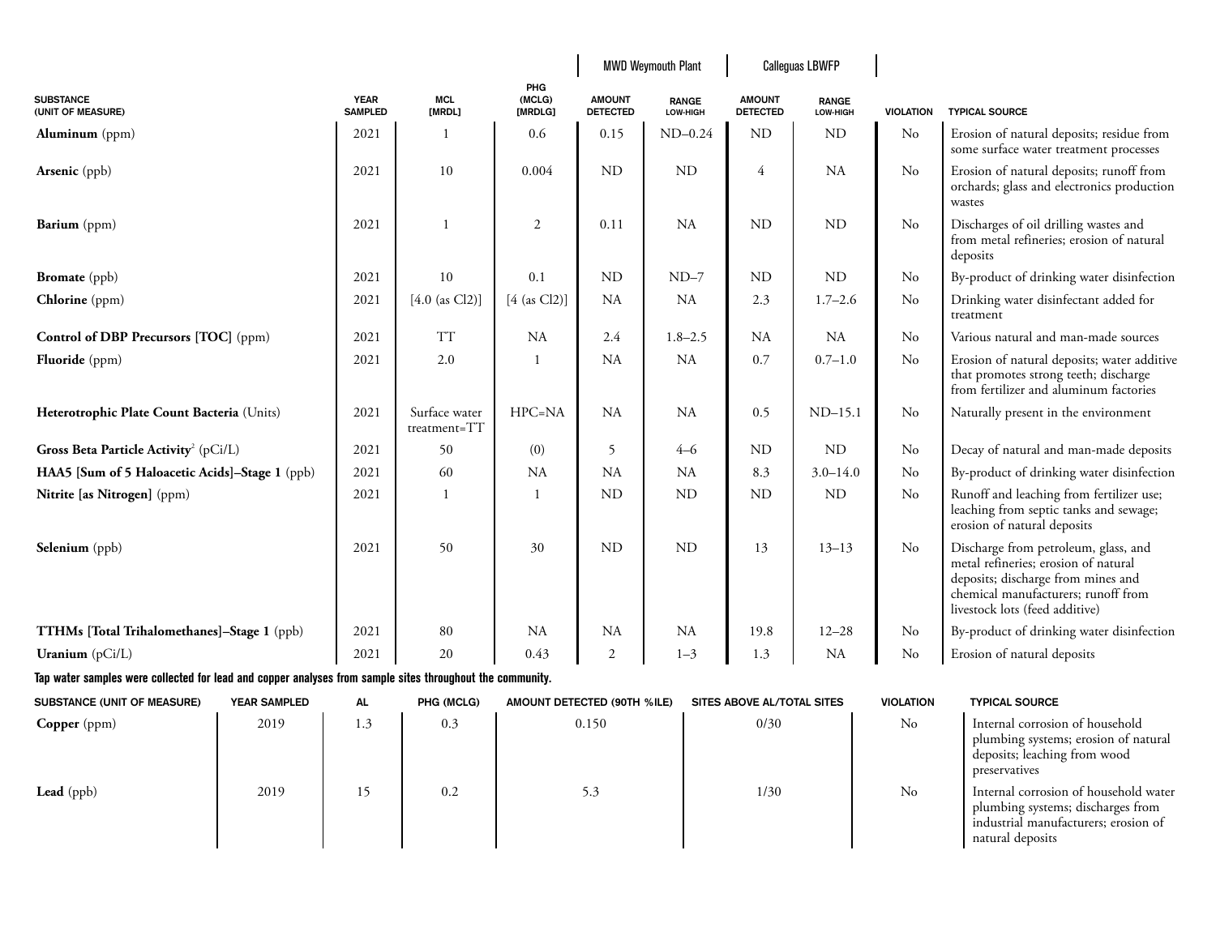| SUBSTANCE (UNIT OF MEASURE) | YEAR SAMPLED | MCL [MRDL] | PHG (MCLG) [MRDLG] | MWD Weymouth Plant | | Calleguas LBWFP | | VIOLATION | TYPICAL SOURCE |
|---|---|---|---|---|---|---|---|---|---|
| | | | | AMOUNT DETECTED | RANGE LOW-HIGH | AMOUNT DETECTED | RANGE LOW-HIGH | | |
| **Aluminum** (ppm) | 2021 | 1 | 0.6 | 0.15 | ND–0.24 | ND | ND | No | Erosion of natural deposits; residue from some surface water treatment processes |
| **Arsenic** (ppb) | 2021 | 10 | 0.004 | ND | ND | 4 | NA | No | Erosion of natural deposits; runoff from orchards; glass and electronics production wastes |
| **Barium** (ppm) | 2021 | 1 | 2 | 0.11 | NA | ND | ND | No | Discharges of oil drilling wastes and from metal refineries; erosion of natural deposits |
| **Bromate** (ppb) | 2021 | 10 | 0.1 | ND | ND–7 | ND | ND | No | By-product of drinking water disinfection |
| **Chlorine** (ppm) | 2021 | [4.0 (as Cl2)] | [4 (as Cl2)] | NA | NA | 2.3 | 1.7–2.6 | No | Drinking water disinfectant added for treatment |
| **Control of DBP Precursors [TOC]** (ppm) | 2021 | TT | NA | 2.4 | 1.8–2.5 | NA | NA | No | Various natural and man-made sources |
| **Fluoride** (ppm) | 2021 | 2.0 | 1 | NA | NA | 0.7 | 0.7–1.0 | No | Erosion of natural deposits; water additive that promotes strong teeth; discharge from fertilizer and aluminum factories |
| **Heterotrophic Plate Count Bacteria** (Units) | 2021 | Surface water treatment=TT | HPC=NA | NA | NA | 0.5 | ND–15.1 | No | Naturally present in the environment |
| **Gross Beta Particle Activity**[2] (pCi/L) | 2021 | 50 | (0) | 5 | 4–6 | ND | ND | No | Decay of natural and man-made deposits |
| **HAA5 [Sum of 5 Haloacetic Acids]–Stage 1** (ppb) | 2021 | 60 | NA | NA | NA | 8.3 | 3.0–14.0 | No | By-product of drinking water disinfection |
| **Nitrite [as Nitrogen]** (ppm) | 2021 | 1 | 1 | ND | ND | ND | ND | No | Runoff and leaching from fertilizer use; leaching from septic tanks and sewage; erosion of natural deposits |
| **Selenium** (ppb) | 2021 | 50 | 30 | ND | ND | 13 | 13–13 | No | Discharge from petroleum, glass, and metal refineries; erosion of natural deposits; discharge from mines and chemical manufacturers; runoff from livestock lots (feed additive) |
| **TTHMs [Total Trihalomethanes]–Stage 1** (ppb) | 2021 | 80 | NA | NA | NA | 19.8 | 12–28 | No | By-product of drinking water disinfection |
| **Uranium** (pCi/L) | 2021 | 20 | 0.43 | 2 | 1–3 | 1.3 | NA | No | Erosion of natural deposits |

**Tap water samples were collected for lead and copper analyses from sample sites throughout the community.**

| SUBSTANCE (UNIT OF MEASURE) | YEAR SAMPLED | AL | PHG (MCLG) | AMOUNT DETECTED (90TH %ILE) | SITES ABOVE AL/TOTAL SITES | VIOLATION | TYPICAL SOURCE |
|---|---|---|---|---|---|---|---|
| **Copper** (ppm) | 2019 | 1.3 | 0.3 | 0.150 | 0/30 | No | Internal corrosion of household plumbing systems; erosion of natural deposits; leaching from wood preservatives |
| **Lead** (ppb) | 2019 | 15 | 0.2 | 5.3 | 1/30 | No | Internal corrosion of household water plumbing systems; discharges from industrial manufacturers; erosion of natural deposits |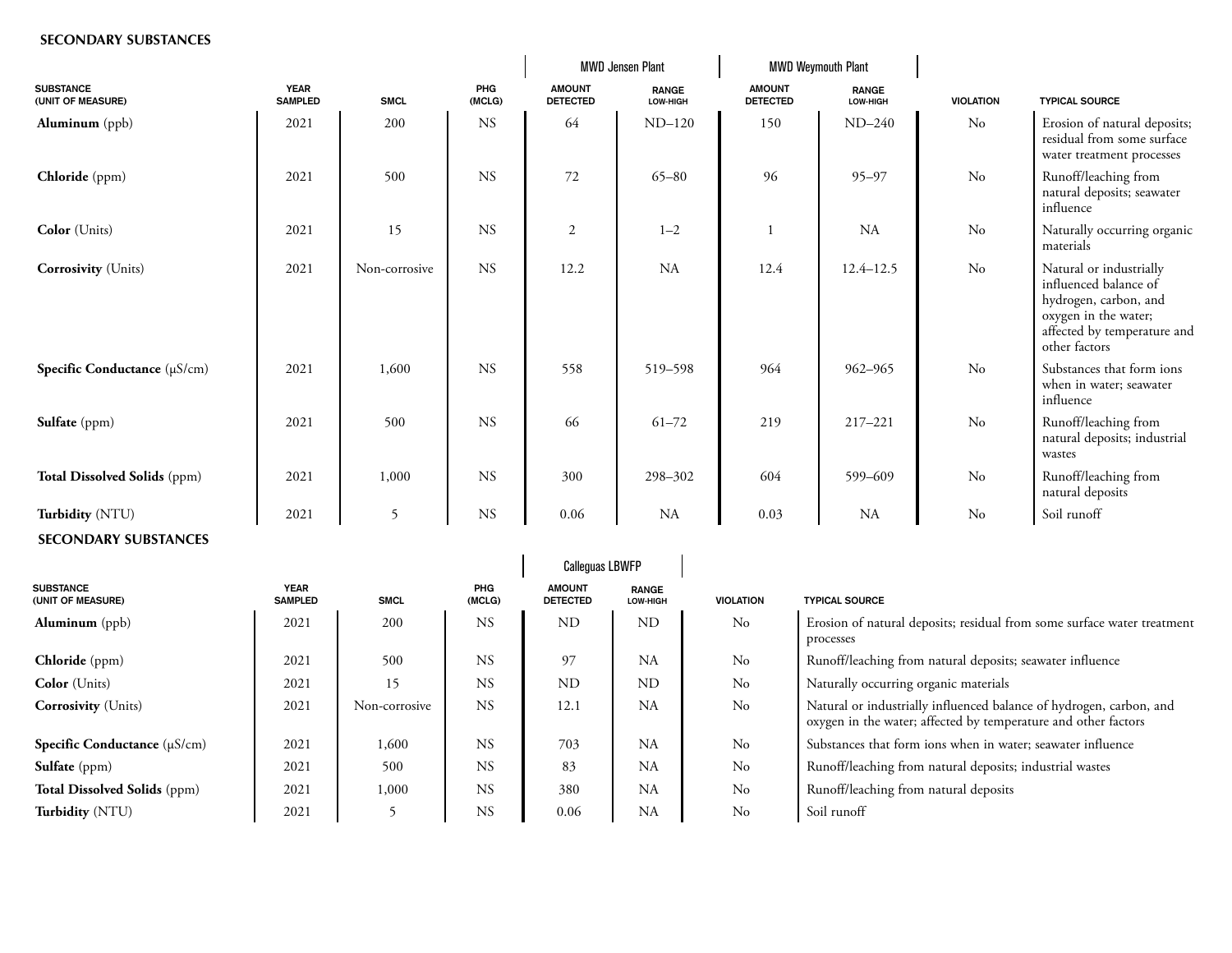## SECONDARY SUBSTANCES

| SUBSTANCE (UNIT OF MEASURE) | YEAR SAMPLED | SMCL | PHG (MCLG) | MWD Jensen Plant | | MWD Weymouth Plant | | VIOLATION | TYPICAL SOURCE |
|---|---|---|---|---|---|---|---|---|---|
| | | | | AMOUNT DETECTED | RANGE LOW-HIGH | AMOUNT DETECTED | RANGE LOW-HIGH | | |
| **Aluminum** (ppb) | 2021 | 200 | NS | 64 | ND–120 | 150 | ND–240 | No | Erosion of natural deposits; residual from some surface water treatment processes |
| **Chloride** (ppm) | 2021 | 500 | NS | 72 | 65–80 | 96 | 95–97 | No | Runoff/leaching from natural deposits; seawater influence |
| **Color** (Units) | 2021 | 15 | NS | 2 | 1–2 | 1 | NA | No | Naturally occurring organic materials |
| **Corrosivity** (Units) | 2021 | Non-corrosive | NS | 12.2 | NA | 12.4 | 12.4–12.5 | No | Natural or industrially influenced balance of hydrogen, carbon, and oxygen in the water; affected by temperature and other factors |
| **Specific Conductance** (µS/cm) | 2021 | 1,600 | NS | 558 | 519–598 | 964 | 962–965 | No | Substances that form ions when in water; seawater influence |
| **Sulfate** (ppm) | 2021 | 500 | NS | 66 | 61–72 | 219 | 217–221 | No | Runoff/leaching from natural deposits; industrial wastes |
| **Total Dissolved Solids** (ppm) | 2021 | 1,000 | NS | 300 | 298–302 | 604 | 599–609 | No | Runoff/leaching from natural deposits |
| **Turbidity** (NTU) | 2021 | 5 | NS | 0.06 | NA | 0.03 | NA | No | Soil runoff |

## SECONDARY SUBSTANCES

| SUBSTANCE (UNIT OF MEASURE) | YEAR SAMPLED | SMCL | PHG (MCLG) | Calleguas LBWFP | | VIOLATION | TYPICAL SOURCE |
|---|---|---|---|---|---|---|---|
| | | | | AMOUNT DETECTED | RANGE LOW-HIGH | | |
| **Aluminum** (ppb) | 2021 | 200 | NS | ND | ND | No | Erosion of natural deposits; residual from some surface water treatment processes |
| **Chloride** (ppm) | 2021 | 500 | NS | 97 | NA | No | Runoff/leaching from natural deposits; seawater influence |
| **Color** (Units) | 2021 | 15 | NS | ND | ND | No | Naturally occurring organic materials |
| **Corrosivity** (Units) | 2021 | Non-corrosive | NS | 12.1 | NA | No | Natural or industrially influenced balance of hydrogen, carbon, and oxygen in the water; affected by temperature and other factors |
| **Specific Conductance** (µS/cm) | 2021 | 1,600 | NS | 703 | NA | No | Substances that form ions when in water; seawater influence |
| **Sulfate** (ppm) | 2021 | 500 | NS | 83 | NA | No | Runoff/leaching from natural deposits; industrial wastes |
| **Total Dissolved Solids** (ppm) | 2021 | 1,000 | NS | 380 | NA | No | Runoff/leaching from natural deposits |
| **Turbidity** (NTU) | 2021 | 5 | NS | 0.06 | NA | No | Soil runoff |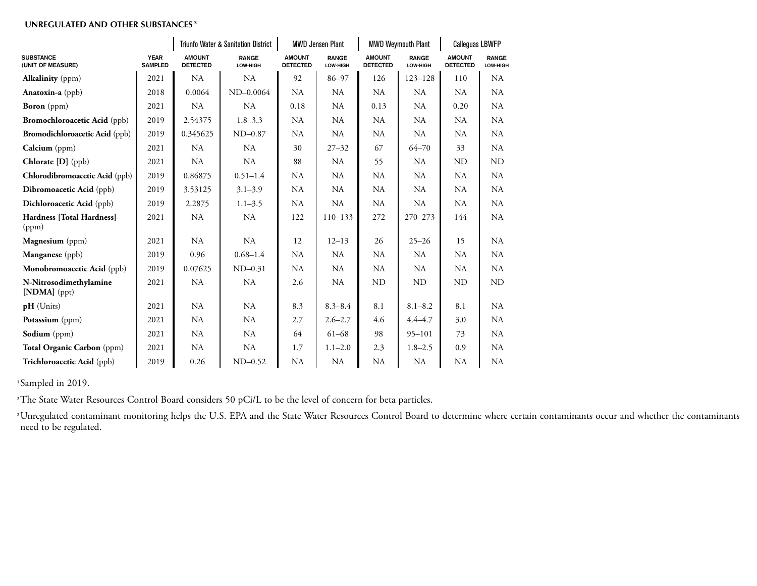### UNREGULATED AND OTHER SUBSTANCES [3]

| SUBSTANCE (UNIT OF MEASURE) | YEAR SAMPLED | Triunfo Water & Sanitation District | | MWD Jensen Plant | | MWD Weymouth Plant | | Calleguas LBWFP | |
|---|---|---|---|---|---|---|---|---|---|
| | | AMOUNT DETECTED | RANGE LOW-HIGH | AMOUNT DETECTED | RANGE LOW-HIGH | AMOUNT DETECTED | RANGE LOW-HIGH | AMOUNT DETECTED | RANGE LOW-HIGH |
| **Alkalinity** (ppm) | 2021 | NA | NA | 92 | 86–97 | 126 | 123–128 | 110 | NA |
| **Anatoxin-a** (ppb) | 2018 | 0.0064 | ND–0.0064 | NA | NA | NA | NA | NA | NA |
| **Boron** (ppm) | 2021 | NA | NA | 0.18 | NA | 0.13 | NA | 0.20 | NA |
| **Bromochloroacetic Acid** (ppb) | 2019 | 2.54375 | 1.8–3.3 | NA | NA | NA | NA | NA | NA |
| **Bromodichloroacetic Acid** (ppb) | 2019 | 0.345625 | ND–0.87 | NA | NA | NA | NA | NA | NA |
| **Calcium** (ppm) | 2021 | NA | NA | 30 | 27–32 | 67 | 64–70 | 33 | NA |
| **Chlorate [D]** (ppb) | 2021 | NA | NA | 88 | NA | 55 | NA | ND | ND |
| **Chlorodibromoacetic Acid** (ppb) | 2019 | 0.86875 | 0.51–1.4 | NA | NA | NA | NA | NA | NA |
| **Dibromoacetic Acid** (ppb) | 2019 | 3.53125 | 3.1–3.9 | NA | NA | NA | NA | NA | NA |
| **Dichloroacetic Acid** (ppb) | 2019 | 2.2875 | 1.1–3.5 | NA | NA | NA | NA | NA | NA |
| **Hardness [Total Hardness]** (ppm) | 2021 | NA | NA | 122 | 110–133 | 272 | 270–273 | 144 | NA |
| **Magnesium** (ppm) | 2021 | NA | NA | 12 | 12–13 | 26 | 25–26 | 15 | NA |
| **Manganese** (ppb) | 2019 | 0.96 | 0.68–1.4 | NA | NA | NA | NA | NA | NA |
| **Monobromoacetic Acid** (ppb) | 2019 | 0.07625 | ND–0.31 | NA | NA | NA | NA | NA | NA |
| **N-Nitrosodimethylamine [NDMA]** (ppt) | 2021 | NA | NA | 2.6 | NA | ND | ND | ND | ND |
| **pH** (Units) | 2021 | NA | NA | 8.3 | 8.3–8.4 | 8.1 | 8.1–8.2 | 8.1 | NA |
| **Potassium** (ppm) | 2021 | NA | NA | 2.7 | 2.6–2.7 | 4.6 | 4.4–4.7 | 3.0 | NA |
| **Sodium** (ppm) | 2021 | NA | NA | 64 | 61–68 | 98 | 95–101 | 73 | NA |
| **Total Organic Carbon** (ppm) | 2021 | NA | NA | 1.7 | 1.1–2.0 | 2.3 | 1.8–2.5 | 0.9 | NA |
| **Trichloroacetic Acid** (ppb) | 2019 | 0.26 | ND–0.52 | NA | NA | NA | NA | NA | NA |

[1] Sampled in 2019.

[2] The State Water Resources Control Board considers 50 pCi/L to be the level of concern for beta particles.

[3] Unregulated contaminant monitoring helps the U.S. EPA and the State Water Resources Control Board to determine where certain contaminants occur and whether the contaminants need to be regulated.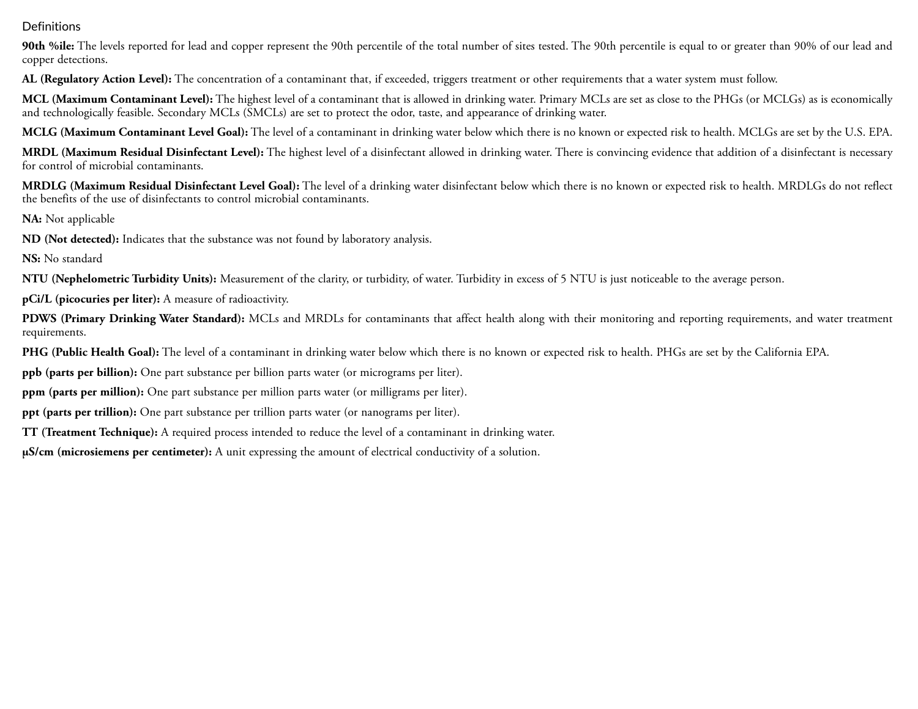## Definitions

**90th %ile:** The levels reported for lead and copper represent the 90th percentile of the total number of sites tested. The 90th percentile is equal to or greater than 90% of our lead and copper detections.

**AL (Regulatory Action Level):** The concentration of a contaminant that, if exceeded, triggers treatment or other requirements that a water system must follow.

**MCL (Maximum Contaminant Level):** The highest level of a contaminant that is allowed in drinking water. Primary MCLs are set as close to the PHGs (or MCLGs) as is economically and technologically feasible. Secondary MCLs (SMCLs) are set to protect the odor, taste, and appearance of drinking water.

**MCLG (Maximum Contaminant Level Goal):** The level of a contaminant in drinking water below which there is no known or expected risk to health. MCLGs are set by the U.S. EPA.

**MRDL (Maximum Residual Disinfectant Level):** The highest level of a disinfectant allowed in drinking water. There is convincing evidence that addition of a disinfectant is necessary for control of microbial contaminants.

**MRDLG (Maximum Residual Disinfectant Level Goal):** The level of a drinking water disinfectant below which there is no known or expected risk to health. MRDLGs do not reflect the benefits of the use of disinfectants to control microbial contaminants.

**NA:** Not applicable

**ND (Not detected):** Indicates that the substance was not found by laboratory analysis.

**NS:** No standard

**NTU (Nephelometric Turbidity Units):** Measurement of the clarity, or turbidity, of water. Turbidity in excess of 5 NTU is just noticeable to the average person.

**pCi/L (picocuries per liter):** A measure of radioactivity.

**PDWS (Primary Drinking Water Standard):** MCLs and MRDLs for contaminants that affect health along with their monitoring and reporting requirements, and water treatment requirements.

**PHG (Public Health Goal):** The level of a contaminant in drinking water below which there is no known or expected risk to health. PHGs are set by the California EPA.

**ppb (parts per billion):** One part substance per billion parts water (or micrograms per liter).

**ppm (parts per million):** One part substance per million parts water (or milligrams per liter).

**ppt (parts per trillion):** One part substance per trillion parts water (or nanograms per liter).

**TT (Treatment Technique):** A required process intended to reduce the level of a contaminant in drinking water.

**µS/cm (microsiemens per centimeter):** A unit expressing the amount of electrical conductivity of a solution.